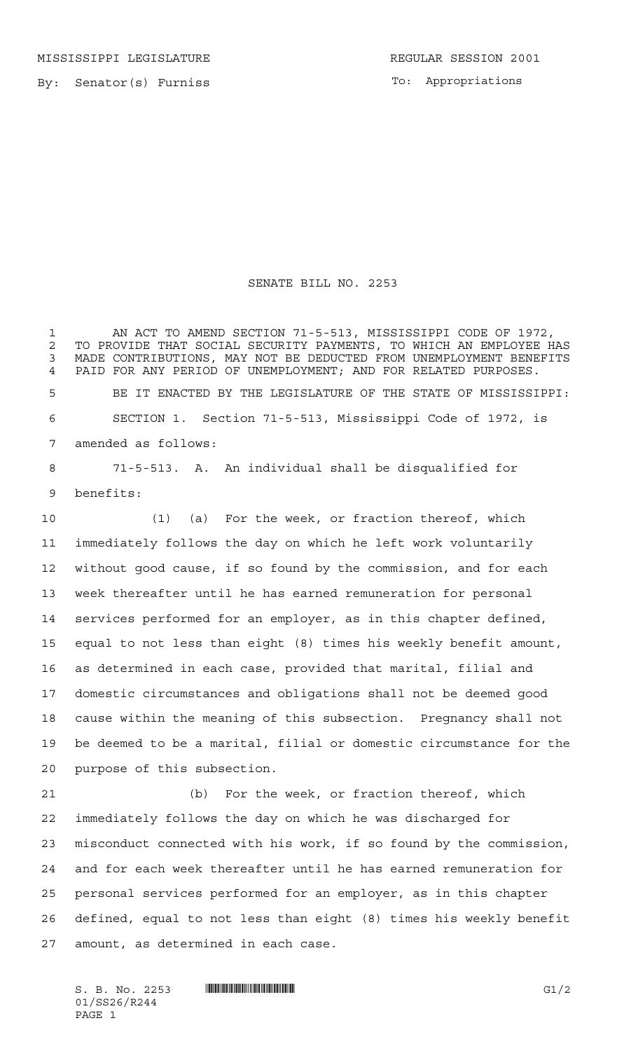MISSISSIPPI LEGISLATURE REGULAR SESSION 2001

By: Senator(s) Furniss

To: Appropriations

# SENATE BILL NO. 2253

AN ACT TO AMEND SECTION 71-5-513, MISSISSIPPI CODE OF 1972, TO PROVIDE THAT SOCIAL SECURITY PAYMENTS, TO WHICH AN EMPLOYEE HAS MADE CONTRIBUTIONS, MAY NOT BE DEDUCTED FROM UNEMPLOYMENT BENEFITS PAID FOR ANY PERIOD OF UNEMPLOYMENT; AND FOR RELATED PURPOSES.

BE IT ENACTED BY THE LEGISLATURE OF THE STATE OF MISSISSIPPI:

SECTION 1. Section 71-5-513, Mississippi Code of 1972, is amended as follows:

71-5-513. A. An individual shall be disqualified for benefits:

(1) (a) For the week, or fraction thereof, which immediately follows the day on which he left work voluntarily without good cause, if so found by the commission, and for each week thereafter until he has earned remuneration for personal services performed for an employer, as in this chapter defined, equal to not less than eight (8) times his weekly benefit amount, as determined in each case, provided that marital, filial and domestic circumstances and obligations shall not be deemed good cause within the meaning of this subsection. Pregnancy shall not be deemed to be a marital, filial or domestic circumstance for the purpose of this subsection.

(b) For the week, or fraction thereof, which immediately follows the day on which he was discharged for misconduct connected with his work, if so found by the commission, and for each week thereafter until he has earned remuneration for personal services performed for an employer, as in this chapter defined, equal to not less than eight (8) times his weekly benefit amount, as determined in each case.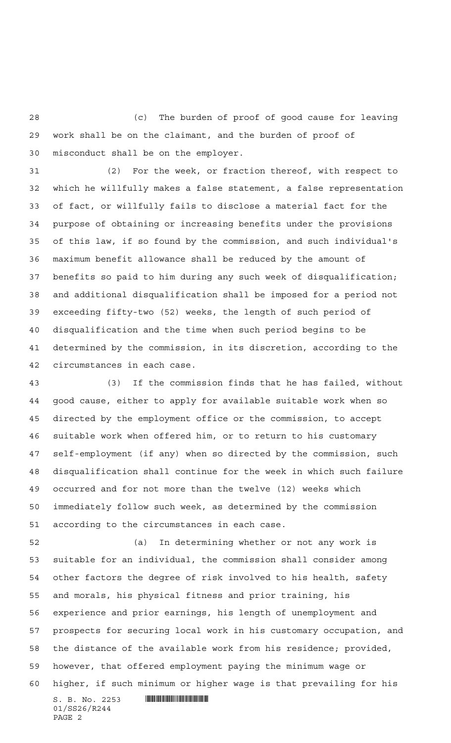(c) The burden of proof of good cause for leaving work shall be on the claimant, and the burden of proof of misconduct shall be on the employer.

(2) For the week, or fraction thereof, with respect to which he willfully makes a false statement, a false representation of fact, or willfully fails to disclose a material fact for the purpose of obtaining or increasing benefits under the provisions of this law, if so found by the commission, and such individual's maximum benefit allowance shall be reduced by the amount of benefits so paid to him during any such week of disqualification; and additional disqualification shall be imposed for a period not exceeding fifty-two (52) weeks, the length of such period of disqualification and the time when such period begins to be determined by the commission, in its discretion, according to the circumstances in each case.

(3) If the commission finds that he has failed, without good cause, either to apply for available suitable work when so directed by the employment office or the commission, to accept suitable work when offered him, or to return to his customary self-employment (if any) when so directed by the commission, such disqualification shall continue for the week in which such failure occurred and for not more than the twelve (12) weeks which immediately follow such week, as determined by the commission according to the circumstances in each case.

(a) In determining whether or not any work is suitable for an individual, the commission shall consider among other factors the degree of risk involved to his health, safety and morals, his physical fitness and prior training, his experience and prior earnings, his length of unemployment and prospects for securing local work in his customary occupation, and the distance of the available work from his residence; provided, however, that offered employment paying the minimum wage or higher, if such minimum or higher wage is that prevailing for his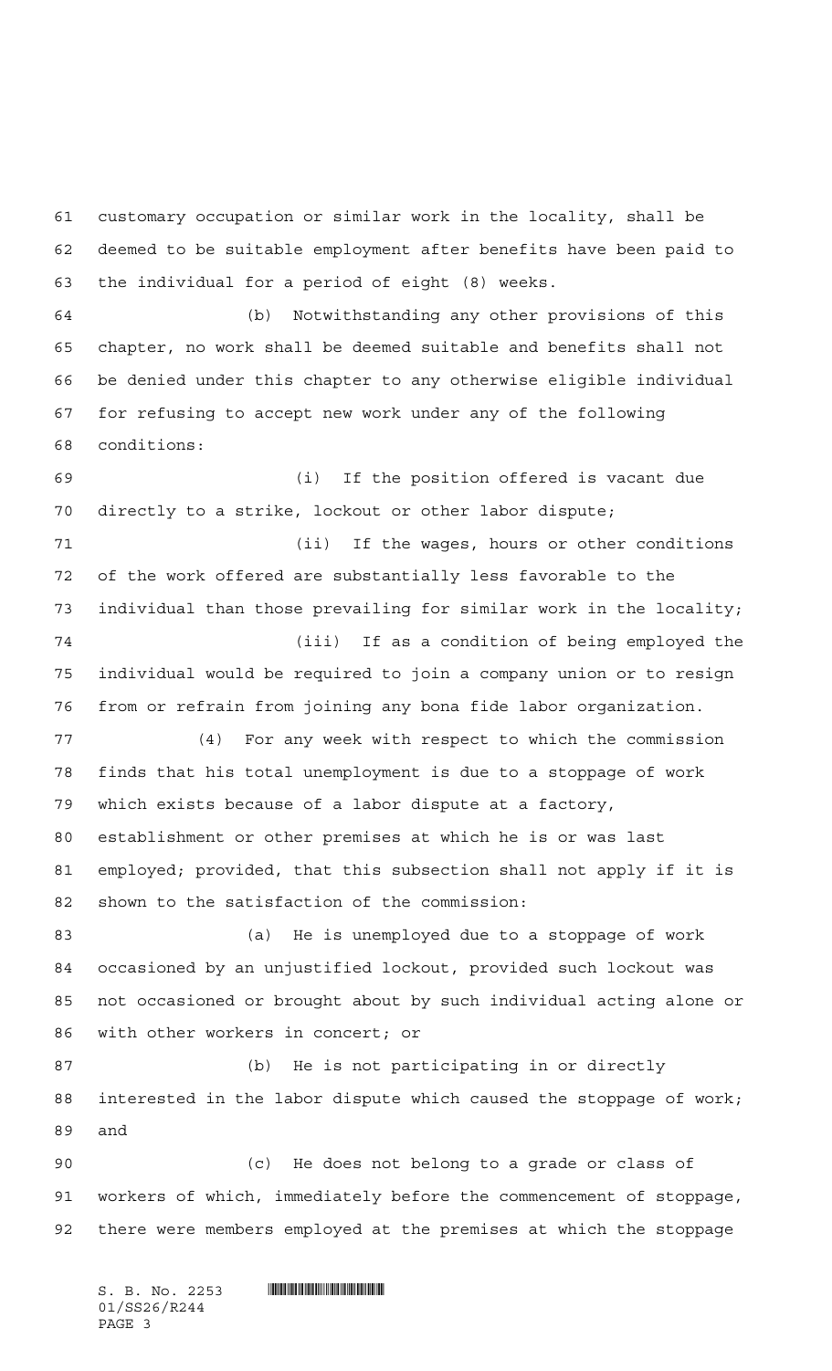customary occupation or similar work in the locality, shall be deemed to be suitable employment after benefits have been paid to the individual for a period of eight (8) weeks.

(b) Notwithstanding any other provisions of this chapter, no work shall be deemed suitable and benefits shall not be denied under this chapter to any otherwise eligible individual for refusing to accept new work under any of the following conditions:

(i) If the position offered is vacant due directly to a strike, lockout or other labor dispute;

(ii) If the wages, hours or other conditions of the work offered are substantially less favorable to the individual than those prevailing for similar work in the locality;

(iii) If as a condition of being employed the individual would be required to join a company union or to resign from or refrain from joining any bona fide labor organization.

(4) For any week with respect to which the commission finds that his total unemployment is due to a stoppage of work which exists because of a labor dispute at a factory, establishment or other premises at which he is or was last employed; provided, that this subsection shall not apply if it is shown to the satisfaction of the commission:

(a) He is unemployed due to a stoppage of work occasioned by an unjustified lockout, provided such lockout was not occasioned or brought about by such individual acting alone or with other workers in concert; or

(b) He is not participating in or directly interested in the labor dispute which caused the stoppage of work; and

(c) He does not belong to a grade or class of workers of which, immediately before the commencement of stoppage, there were members employed at the premises at which the stoppage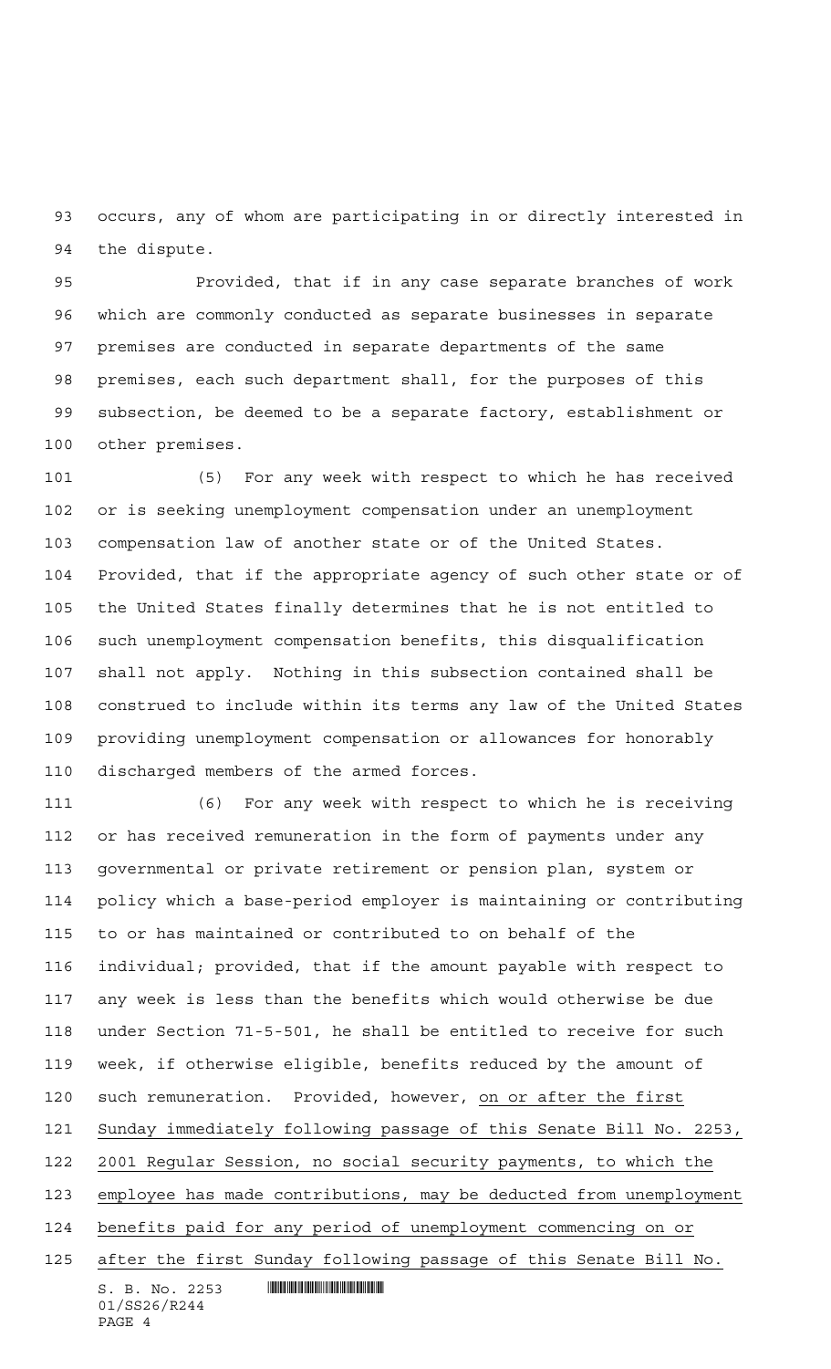occurs, any of whom are participating in or directly interested in the dispute.

Provided, that if in any case separate branches of work which are commonly conducted as separate businesses in separate premises are conducted in separate departments of the same premises, each such department shall, for the purposes of this subsection, be deemed to be a separate factory, establishment or other premises.

(5) For any week with respect to which he has received or is seeking unemployment compensation under an unemployment compensation law of another state or of the United States. Provided, that if the appropriate agency of such other state or of the United States finally determines that he is not entitled to such unemployment compensation benefits, this disqualification shall not apply. Nothing in this subsection contained shall be construed to include within its terms any law of the United States providing unemployment compensation or allowances for honorably discharged members of the armed forces.

(6) For any week with respect to which he is receiving or has received remuneration in the form of payments under any governmental or private retirement or pension plan, system or policy which a base-period employer is maintaining or contributing to or has maintained or contributed to on behalf of the individual; provided, that if the amount payable with respect to any week is less than the benefits which would otherwise be due under Section 71-5-501, he shall be entitled to receive for such week, if otherwise eligible, benefits reduced by the amount of such remuneration. Provided, however, <u>on or after the first Sunday immediately following passage of this Senate Bill No. 2253, 2001 Regular Session, no social security payments, to which the employee has made contributions, may be deducted from unemployment benefits paid for any period of unemployment commencing on or after the first Sunday following passage of this Senate Bill No.</u>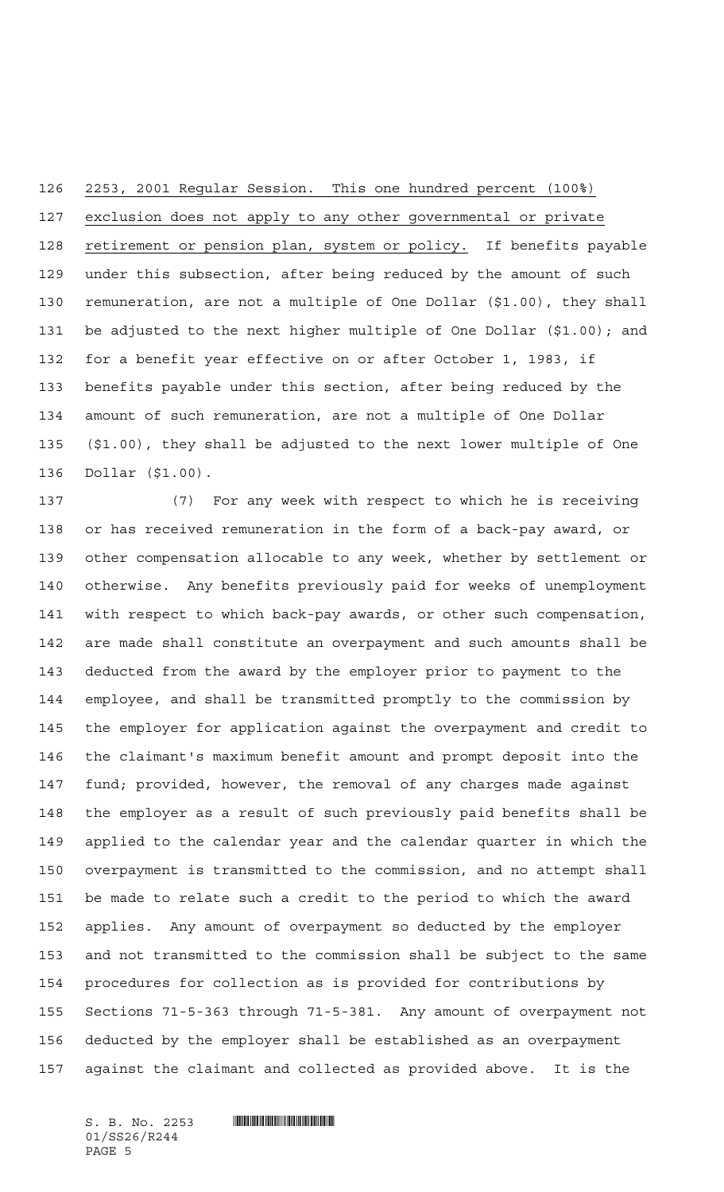2253, 2001 Regular Session. This one hundred percent (100%) exclusion does not apply to any other governmental or private retirement or pension plan, system or policy. If benefits payable under this subsection, after being reduced by the amount of such remuneration, are not a multiple of One Dollar ($1.00), they shall be adjusted to the next higher multiple of One Dollar ($1.00); and for a benefit year effective on or after October 1, 1983, if benefits payable under this section, after being reduced by the amount of such remuneration, are not a multiple of One Dollar ($1.00), they shall be adjusted to the next lower multiple of One Dollar ($1.00).

(7) For any week with respect to which he is receiving or has received remuneration in the form of a back-pay award, or other compensation allocable to any week, whether by settlement or otherwise. Any benefits previously paid for weeks of unemployment with respect to which back-pay awards, or other such compensation, are made shall constitute an overpayment and such amounts shall be deducted from the award by the employer prior to payment to the employee, and shall be transmitted promptly to the commission by the employer for application against the overpayment and credit to the claimant's maximum benefit amount and prompt deposit into the fund; provided, however, the removal of any charges made against the employer as a result of such previously paid benefits shall be applied to the calendar year and the calendar quarter in which the overpayment is transmitted to the commission, and no attempt shall be made to relate such a credit to the period to which the award applies. Any amount of overpayment so deducted by the employer and not transmitted to the commission shall be subject to the same procedures for collection as is provided for contributions by Sections 71-5-363 through 71-5-381. Any amount of overpayment not deducted by the employer shall be established as an overpayment against the claimant and collected as provided above. It is the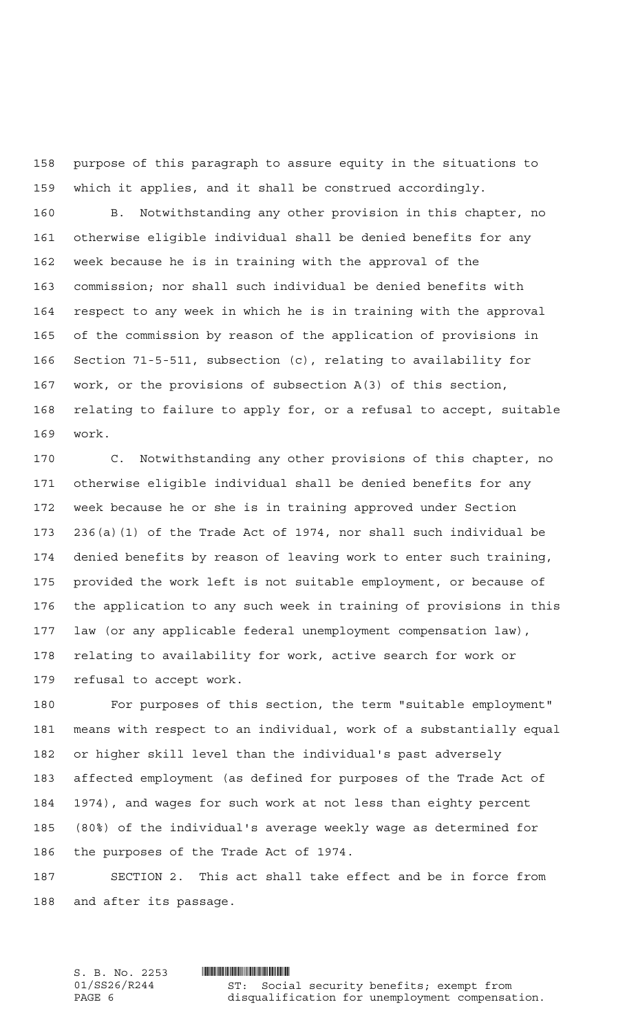purpose of this paragraph to assure equity in the situations to which it applies, and it shall be construed accordingly.

B. Notwithstanding any other provision in this chapter, no otherwise eligible individual shall be denied benefits for any week because he is in training with the approval of the commission; nor shall such individual be denied benefits with respect to any week in which he is in training with the approval of the commission by reason of the application of provisions in Section 71-5-511, subsection (c), relating to availability for work, or the provisions of subsection A(3) of this section, relating to failure to apply for, or a refusal to accept, suitable work.

C. Notwithstanding any other provisions of this chapter, no otherwise eligible individual shall be denied benefits for any week because he or she is in training approved under Section 236(a)(1) of the Trade Act of 1974, nor shall such individual be denied benefits by reason of leaving work to enter such training, provided the work left is not suitable employment, or because of the application to any such week in training of provisions in this law (or any applicable federal unemployment compensation law), relating to availability for work, active search for work or refusal to accept work.

For purposes of this section, the term "suitable employment" means with respect to an individual, work of a substantially equal or higher skill level than the individual's past adversely affected employment (as defined for purposes of the Trade Act of 1974), and wages for such work at not less than eighty percent (80%) of the individual's average weekly wage as determined for the purposes of the Trade Act of 1974.

SECTION 2. This act shall take effect and be in force from and after its passage.

S. B. No. 2253
01/SS26/R244
ST: Social security benefits; exempt from disqualification for unemployment compensation.